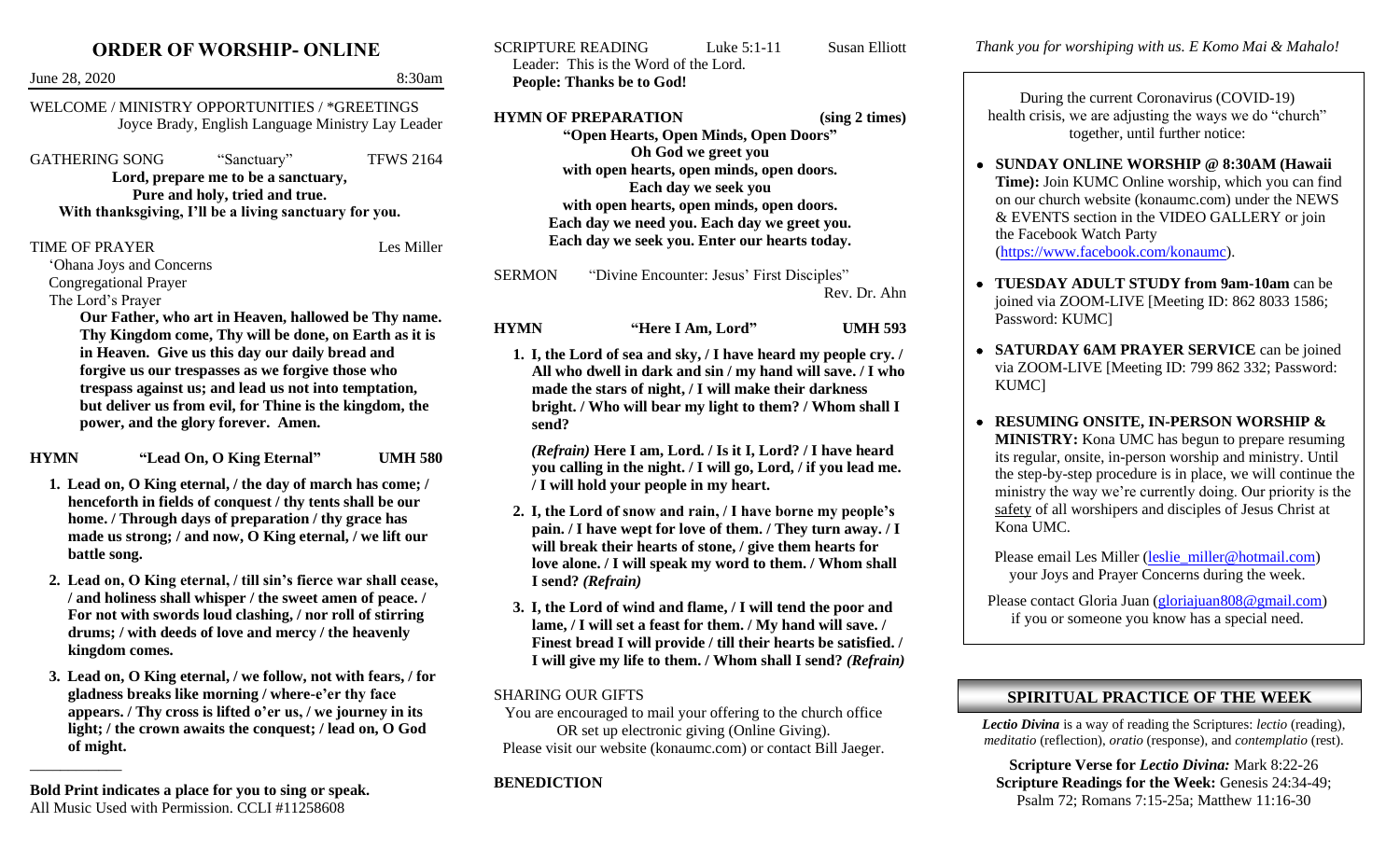# ORDER OF WORSHIP- ONLINE

June 28, 2020 8:30am

WELCOME / MINISTRY OPPORTUNITIES / *GREETINGS
Joyce Brady, English Language Ministry Lay Leader

GATHERING SONG "Sanctuary" TFWS 2164

**Lord, prepare me to be a sanctuary,**
**Pure and holy, tried and true.**
**With thanksgiving, I'll be a living sanctuary for you.**

TIME OF PRAYER Les Miller

'Ohana Joys and Concerns
Congregational Prayer
The Lord's Prayer

**Our Father, who art in Heaven, hallowed be Thy name. Thy Kingdom come, Thy will be done, on Earth as it is in Heaven. Give us this day our daily bread and forgive us our trespasses as we forgive those who trespass against us; and lead us not into temptation, but deliver us from evil, for Thine is the kingdom, the power, and the glory forever. Amen.**

**HYMN "Lead On, O King Eternal" UMH 580**

1. **Lead on, O King eternal, / the day of march has come; / henceforth in fields of conquest / thy tents shall be our home. / Through days of preparation / thy grace has made us strong; / and now, O King eternal, / we lift our battle song.**
2. **Lead on, O King eternal, / till sin's fierce war shall cease, / and holiness shall whisper / the sweet amen of peace. / For not with swords loud clashing, / nor roll of stirring drums; / with deeds of love and mercy / the heavenly kingdom comes.**
3. **Lead on, O King eternal, / we follow, not with fears, / for gladness breaks like morning / where-e'er thy face appears. / Thy cross is lifted o'er us, / we journey in its light; / the crown awaits the conquest; / lead on, O God of might.**

---

**Bold Print indicates a place for you to sing or speak.**
All Music Used with Permission. CCLI #11258608

SCRIPTURE READING Luke 5:1-11 Susan Elliott

Leader: This is the Word of the Lord.
**People: Thanks be to God!**

**HYMN OF PREPARATION (sing 2 times)**

**"Open Hearts, Open Minds, Open Doors"**
**Oh God we greet you**
**with open hearts, open minds, open doors.**
**Each day we seek you**
**with open hearts, open minds, open doors.**
**Each day we need you. Each day we greet you.**
**Each day we seek you. Enter our hearts today.**

SERMON "Divine Encounter: Jesus' First Disciples"
Rev. Dr. Ahn

**HYMN "Here I Am, Lord" UMH 593**

1. **I, the Lord of sea and sky, / I have heard my people cry. / All who dwell in dark and sin / my hand will save. / I who made the stars of night, / I will make their darkness bright. / Who will bear my light to them? / Whom shall I send?**

   ***(Refrain)* Here I am, Lord. / Is it I, Lord? / I have heard you calling in the night. / I will go, Lord, / if you lead me. / I will hold your people in my heart.**

2. **I, the Lord of snow and rain, / I have borne my people's pain. / I have wept for love of them. / They turn away. / I will break their hearts of stone, / give them hearts for love alone. / I will speak my word to them. / Whom shall I send? *(Refrain)***
3. **I, the Lord of wind and flame, / I will tend the poor and lame, / I will set a feast for them. / My hand will save. / Finest bread I will provide / till their hearts be satisfied. / I will give my life to them. / Whom shall I send? *(Refrain)***

SHARING OUR GIFTS

You are encouraged to mail your offering to the church office OR set up electronic giving (Online Giving). Please visit our website (konaumc.com) or contact Bill Jaeger.

**BENEDICTION**

*Thank you for worshiping with us. E Komo Mai & Mahalo!*

During the current Coronavirus (COVID-19) health crisis, we are adjusting the ways we do "church" together, until further notice:

- **SUNDAY ONLINE WORSHIP @ 8:30AM (Hawaii Time):** Join KUMC Online worship, which you can find on our church website (konaumc.com) under the NEWS & EVENTS section in the VIDEO GALLERY or join the Facebook Watch Party (https://www.facebook.com/konaumc).
- **TUESDAY ADULT STUDY from 9am-10am** can be joined via ZOOM-LIVE [Meeting ID: 862 8033 1586; Password: KUMC]
- **SATURDAY 6AM PRAYER SERVICE** can be joined via ZOOM-LIVE [Meeting ID: 799 862 332; Password: KUMC]
- **RESUMING ONSITE, IN-PERSON WORSHIP & MINISTRY:** Kona UMC has begun to prepare resuming its regular, onsite, in-person worship and ministry. Until the step-by-step procedure is in place, we will continue the ministry the way we're currently doing. Our priority is the safety of all worshipers and disciples of Jesus Christ at Kona UMC.

Please email Les Miller (leslie_miller@hotmail.com) your Joys and Prayer Concerns during the week.

Please contact Gloria Juan (gloriajuan808@gmail.com) if you or someone you know has a special need.

## SPIRITUAL PRACTICE OF THE WEEK

*Lectio Divina* is a way of reading the Scriptures: *lectio* (reading), *meditatio* (reflection), *oratio* (response), and *contemplatio* (rest).

**Scripture Verse for *Lectio Divina:*** Mark 8:22-26
**Scripture Readings for the Week:** Genesis 24:34-49; Psalm 72; Romans 7:15-25a; Matthew 11:16-30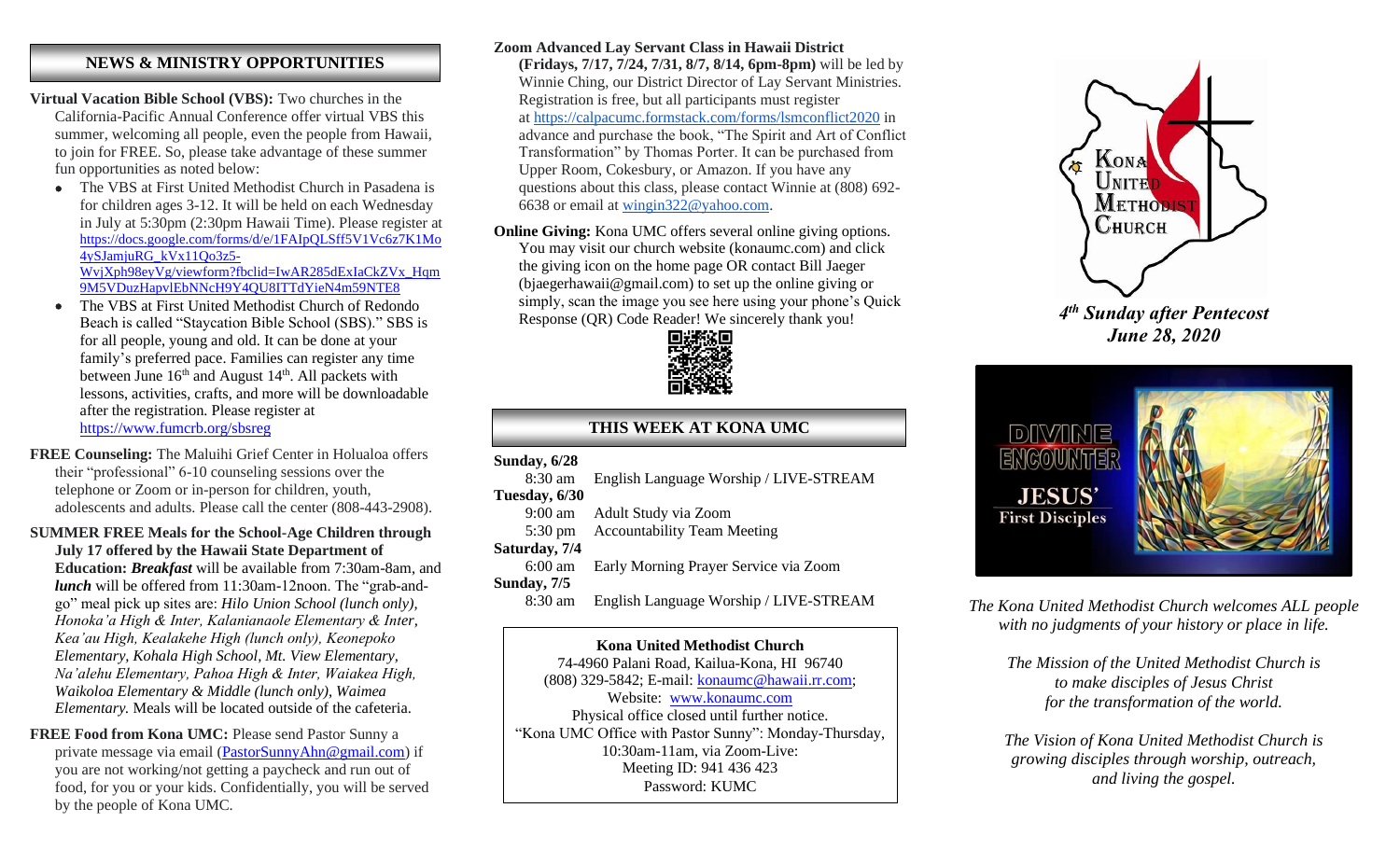## NEWS & MINISTRY OPPORTUNITIES

**Virtual Vacation Bible School (VBS):** Two churches in the California-Pacific Annual Conference offer virtual VBS this summer, welcoming all people, even the people from Hawaii, to join for FREE. So, please take advantage of these summer fun opportunities as noted below:

- The VBS at First United Methodist Church in Pasadena is for children ages 3-12. It will be held on each Wednesday in July at 5:30pm (2:30pm Hawaii Time). Please register at https://docs.google.com/forms/d/e/1FAIpQLSff5V1Vc6z7K1Mo4ySJamjuRG_kVx11Qo3z5-WvjXph98eyVg/viewform?fbclid=IwAR285dExIaCkZVx_Hqm9M5VDuzHapvlEbNNcH9Y4QU8ITTdYieN4m59NTE8
- The VBS at First United Methodist Church of Redondo Beach is called "Staycation Bible School (SBS)." SBS is for all people, young and old. It can be done at your family's preferred pace. Families can register any time between June 16th and August 14th. All packets with lessons, activities, crafts, and more will be downloadable after the registration. Please register at https://www.fumcrb.org/sbsreg

**FREE Counseling:** The Maluihi Grief Center in Holualoa offers their "professional" 6-10 counseling sessions over the telephone or Zoom or in-person for children, youth, adolescents and adults. Please call the center (808-443-2908).

**SUMMER FREE Meals for the School-Age Children through July 17 offered by the Hawaii State Department of Education:** ***Breakfast*** will be available from 7:30am-8am, and ***lunch*** will be offered from 11:30am-12noon. The "grab-and-go" meal pick up sites are: *Hilo Union School (lunch only), Honoka'a High & Inter, Kalanianaole Elementary & Inter, Kea'au High, Kealakehe High (lunch only), Keonepoko Elementary, Kohala High School, Mt. View Elementary, Na'alehu Elementary, Pahoa High & Inter, Waiakea High, Waikoloa Elementary & Middle (lunch only), Waimea Elementary.* Meals will be located outside of the cafeteria.

**FREE Food from Kona UMC:** Please send Pastor Sunny a private message via email (PastorSunnyAhn@gmail.com) if you are not working/not getting a paycheck and run out of food, for you or your kids. Confidentially, you will be served by the people of Kona UMC.

**Zoom Advanced Lay Servant Class in Hawaii District (Fridays, 7/17, 7/24, 7/31, 8/7, 8/14, 6pm-8pm)** will be led by Winnie Ching, our District Director of Lay Servant Ministries. Registration is free, but all participants must register at https://calpacumc.formstack.com/forms/lsmconflict2020 in advance and purchase the book, "The Spirit and Art of Conflict Transformation" by Thomas Porter. It can be purchased from Upper Room, Cokesbury, or Amazon. If you have any questions about this class, please contact Winnie at (808) 692-6638 or email at wingin322@yahoo.com.

**Online Giving:** Kona UMC offers several online giving options. You may visit our church website (konaumc.com) and click the giving icon on the home page OR contact Bill Jaeger (bjaegerhawaii@gmail.com) to set up the online giving or simply, scan the image you see here using your phone's Quick Response (QR) Code Reader! We sincerely thank you!

## THIS WEEK AT KONA UMC

**Sunday, 6/28**
8:30 am English Language Worship / LIVE-STREAM

**Tuesday, 6/30**
9:00 am Adult Study via Zoom
5:30 pm Accountability Team Meeting

**Saturday, 7/4**
6:00 am Early Morning Prayer Service via Zoom

**Sunday, 7/5**
8:30 am English Language Worship / LIVE-STREAM

**Kona United Methodist Church**
74-4960 Palani Road, Kailua-Kona, HI 96740
(808) 329-5842; E-mail: konaumc@hawaii.rr.com;
Website: www.konaumc.com
Physical office closed until further notice.
"Kona UMC Office with Pastor Sunny": Monday-Thursday, 10:30am-11am, via Zoom-Live:
Meeting ID: 941 436 423
Password: KUMC

Kona United Methodist Church

***4th Sunday after Pentecost***
***June 28, 2020***

DIVINE ENCOUNTER
JESUS'
First Disciples

*The Kona United Methodist Church welcomes ALL people with no judgments of your history or place in life.*

*The Mission of the United Methodist Church is to make disciples of Jesus Christ for the transformation of the world.*

*The Vision of Kona United Methodist Church is growing disciples through worship, outreach, and living the gospel.*